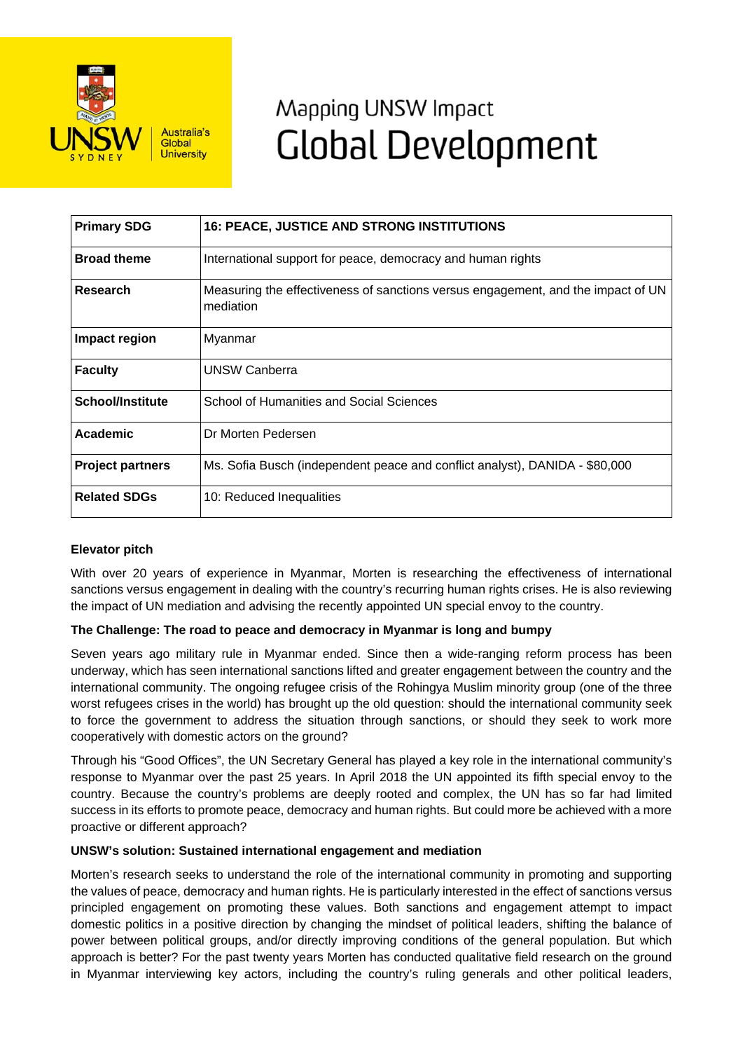# Mapping UNSW Impact
# Global Development

| **Primary SDG** | **16: PEACE, JUSTICE AND STRONG INSTITUTIONS** |
|---|---|
| **Broad theme** | International support for peace, democracy and human rights |
| **Research** | Measuring the effectiveness of sanctions versus engagement, and the impact of UN mediation |
| **Impact region** | Myanmar |
| **Faculty** | UNSW Canberra |
| **School/Institute** | School of Humanities and Social Sciences |
| **Academic** | Dr Morten Pedersen |
| **Project partners** | Ms. Sofia Busch (independent peace and conflict analyst), DANIDA - $80,000 |
| **Related SDGs** | 10: Reduced Inequalities |

**Elevator pitch**

With over 20 years of experience in Myanmar, Morten is researching the effectiveness of international sanctions versus engagement in dealing with the country's recurring human rights crises. He is also reviewing the impact of UN mediation and advising the recently appointed UN special envoy to the country.

**The Challenge: The road to peace and democracy in Myanmar is long and bumpy**

Seven years ago military rule in Myanmar ended. Since then a wide-ranging reform process has been underway, which has seen international sanctions lifted and greater engagement between the country and the international community. The ongoing refugee crisis of the Rohingya Muslim minority group (one of the three worst refugees crises in the world) has brought up the old question: should the international community seek to force the government to address the situation through sanctions, or should they seek to work more cooperatively with domestic actors on the ground?

Through his "Good Offices", the UN Secretary General has played a key role in the international community's response to Myanmar over the past 25 years. In April 2018 the UN appointed its fifth special envoy to the country. Because the country's problems are deeply rooted and complex, the UN has so far had limited success in its efforts to promote peace, democracy and human rights. But could more be achieved with a more proactive or different approach?

**UNSW's solution: Sustained international engagement and mediation**

Morten's research seeks to understand the role of the international community in promoting and supporting the values of peace, democracy and human rights. He is particularly interested in the effect of sanctions versus principled engagement on promoting these values. Both sanctions and engagement attempt to impact domestic politics in a positive direction by changing the mindset of political leaders, shifting the balance of power between political groups, and/or directly improving conditions of the general population. But which approach is better? For the past twenty years Morten has conducted qualitative field research on the ground in Myanmar interviewing key actors, including the country's ruling generals and other political leaders,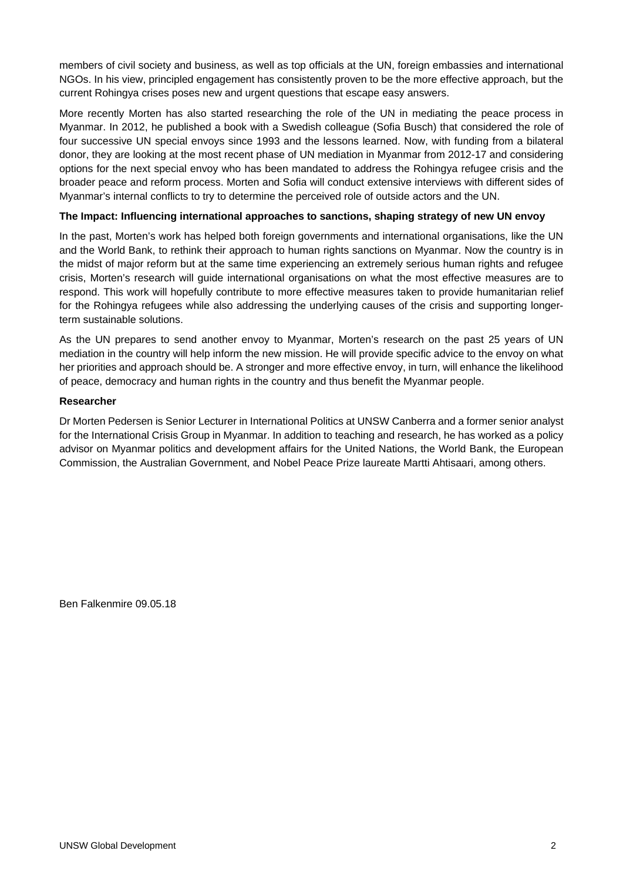members of civil society and business, as well as top officials at the UN, foreign embassies and international NGOs. In his view, principled engagement has consistently proven to be the more effective approach, but the current Rohingya crises poses new and urgent questions that escape easy answers.

More recently Morten has also started researching the role of the UN in mediating the peace process in Myanmar. In 2012, he published a book with a Swedish colleague (Sofia Busch) that considered the role of four successive UN special envoys since 1993 and the lessons learned. Now, with funding from a bilateral donor, they are looking at the most recent phase of UN mediation in Myanmar from 2012-17 and considering options for the next special envoy who has been mandated to address the Rohingya refugee crisis and the broader peace and reform process. Morten and Sofia will conduct extensive interviews with different sides of Myanmar's internal conflicts to try to determine the perceived role of outside actors and the UN.

**The Impact: Influencing international approaches to sanctions, shaping strategy of new UN envoy**

In the past, Morten's work has helped both foreign governments and international organisations, like the UN and the World Bank, to rethink their approach to human rights sanctions on Myanmar. Now the country is in the midst of major reform but at the same time experiencing an extremely serious human rights and refugee crisis, Morten's research will guide international organisations on what the most effective measures are to respond. This work will hopefully contribute to more effective measures taken to provide humanitarian relief for the Rohingya refugees while also addressing the underlying causes of the crisis and supporting longer-term sustainable solutions.

As the UN prepares to send another envoy to Myanmar, Morten's research on the past 25 years of UN mediation in the country will help inform the new mission. He will provide specific advice to the envoy on what her priorities and approach should be. A stronger and more effective envoy, in turn, will enhance the likelihood of peace, democracy and human rights in the country and thus benefit the Myanmar people.

**Researcher**

Dr Morten Pedersen is Senior Lecturer in International Politics at UNSW Canberra and a former senior analyst for the International Crisis Group in Myanmar. In addition to teaching and research, he has worked as a policy advisor on Myanmar politics and development affairs for the United Nations, the World Bank, the European Commission, the Australian Government, and Nobel Peace Prize laureate Martti Ahtisaari, among others.

Ben Falkenmire 09.05.18